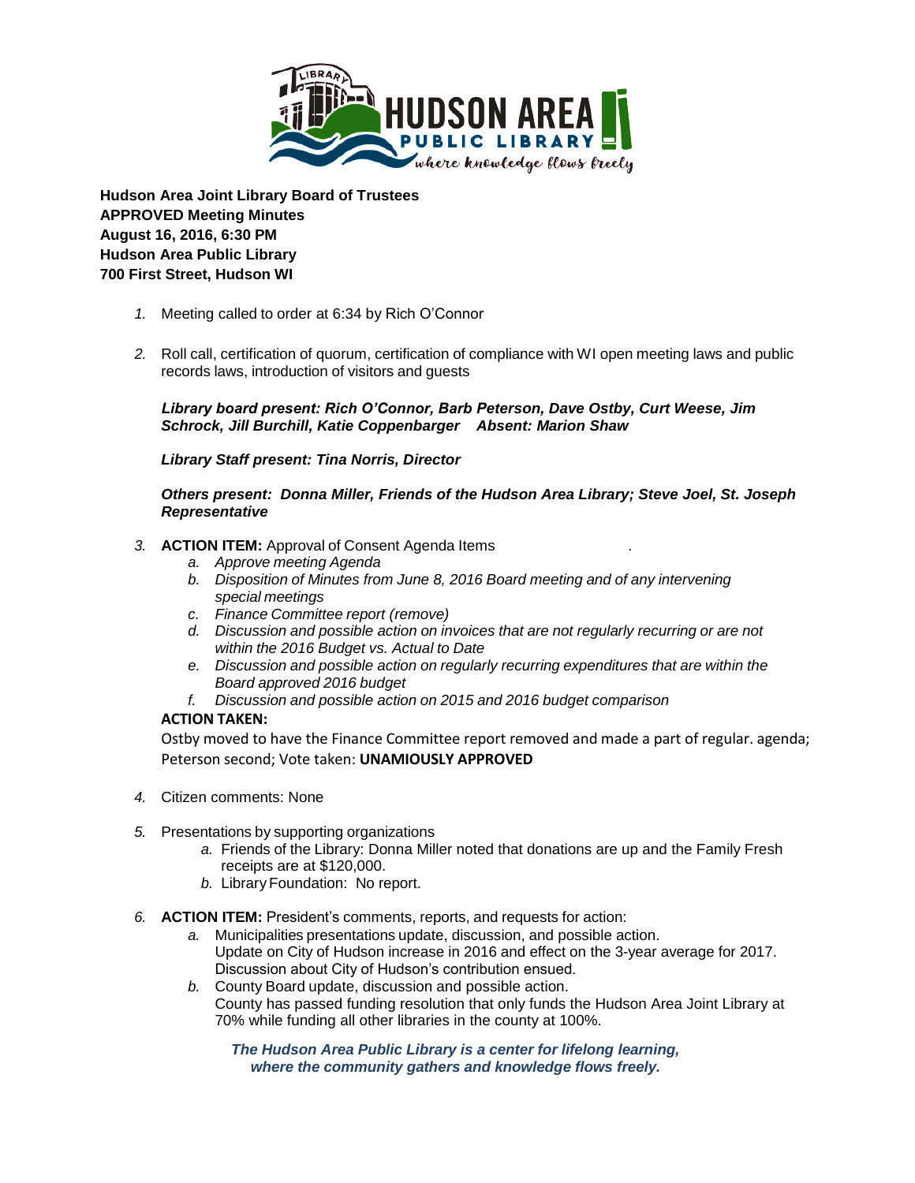**Hudson Area Joint Library Board of Trustees**
**APPROVED Meeting Minutes**
**August 16, 2016, 6:30 PM**
**Hudson Area Public Library**
**700 First Street, Hudson WI**

1. Meeting called to order at 6:34 by Rich O'Connor

2. Roll call, certification of quorum, certification of compliance with WI open meeting laws and public records laws, introduction of visitors and guests

   ***Library board present: Rich O'Connor, Barb Peterson, Dave Ostby, Curt Weese, Jim Schrock, Jill Burchill, Katie Coppenbarger Absent: Marion Shaw***

   ***Library Staff present: Tina Norris, Director***

   ***Others present: Donna Miller, Friends of the Hudson Area Library; Steve Joel, St. Joseph Representative***

3. **ACTION ITEM:** Approval of Consent Agenda Items .
   a. *Approve meeting Agenda*
   b. *Disposition of Minutes from June 8, 2016 Board meeting and of any intervening special meetings*
   c. *Finance Committee report (remove)*
   d. *Discussion and possible action on invoices that are not regularly recurring or are not within the 2016 Budget vs. Actual to Date*
   e. *Discussion and possible action on regularly recurring expenditures that are within the Board approved 2016 budget*
   f. *Discussion and possible action on 2015 and 2016 budget comparison*

   **ACTION TAKEN:**

   Ostby moved to have the Finance Committee report removed and made a part of regular. agenda; Peterson second; Vote taken: **UNAMIOUSLY APPROVED**

4. Citizen comments: None

5. Presentations by supporting organizations
   a. Friends of the Library: Donna Miller noted that donations are up and the Family Fresh receipts are at $120,000.
   b. Library Foundation: No report.

6. **ACTION ITEM:** President's comments, reports, and requests for action:
   a. Municipalities presentations update, discussion, and possible action.
      Update on City of Hudson increase in 2016 and effect on the 3-year average for 2017. Discussion about City of Hudson's contribution ensued.
   b. County Board update, discussion and possible action.
      County has passed funding resolution that only funds the Hudson Area Joint Library at 70% while funding all other libraries in the county at 100%.

***The Hudson Area Public Library is a center for lifelong learning, where the community gathers and knowledge flows freely.***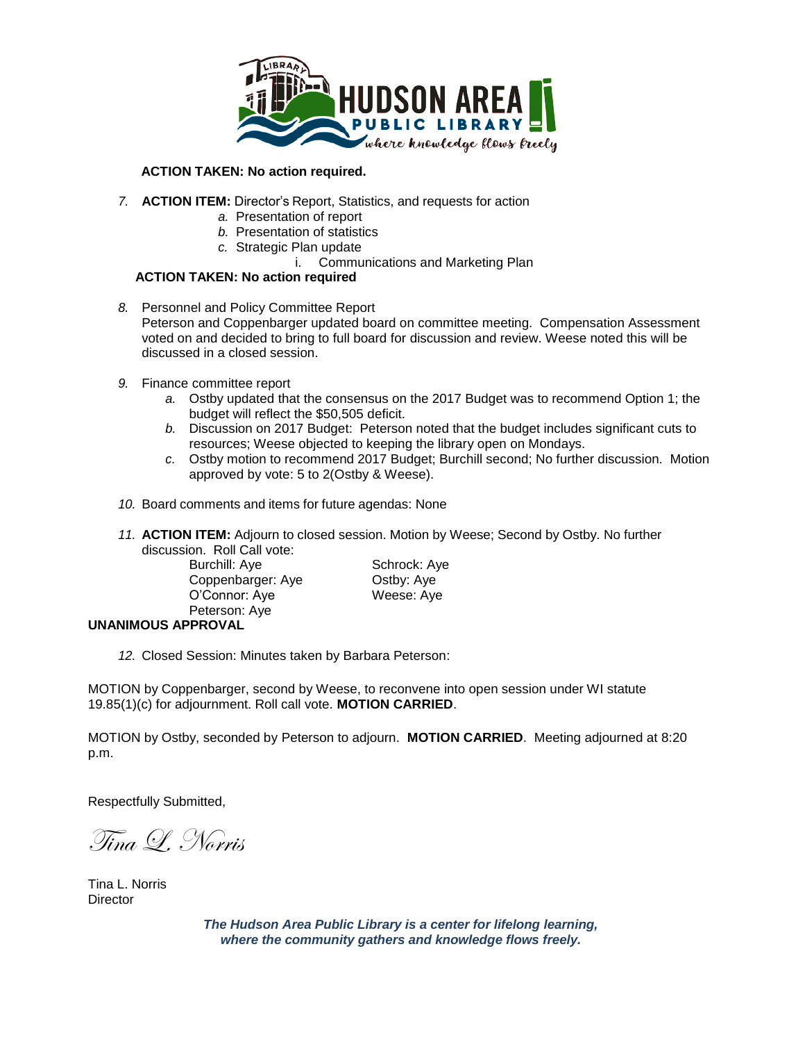**ACTION TAKEN: No action required.**

7. **ACTION ITEM:** Director's Report, Statistics, and requests for action
   a. Presentation of report
   b. Presentation of statistics
   c. Strategic Plan update
      i. Communications and Marketing Plan

**ACTION TAKEN: No action required**

8. Personnel and Policy Committee Report
   Peterson and Coppenbarger updated board on committee meeting. Compensation Assessment voted on and decided to bring to full board for discussion and review. Weese noted this will be discussed in a closed session.

9. Finance committee report
   a. Ostby updated that the consensus on the 2017 Budget was to recommend Option 1; the budget will reflect the $50,505 deficit.
   b. Discussion on 2017 Budget: Peterson noted that the budget includes significant cuts to resources; Weese objected to keeping the library open on Mondays.
   c. Ostby motion to recommend 2017 Budget; Burchill second; No further discussion. Motion approved by vote: 5 to 2(Ostby & Weese).

10. Board comments and items for future agendas: None

11. **ACTION ITEM:** Adjourn to closed session. Motion by Weese; Second by Ostby. No further discussion. Roll Call vote:
    Burchill: Aye
    Coppenbarger: Aye
    O'Connor: Aye
    Peterson: Aye
    Schrock: Aye
    Ostby: Aye
    Weese: Aye

**UNANIMOUS APPROVAL**

12. Closed Session: Minutes taken by Barbara Peterson:

MOTION by Coppenbarger, second by Weese, to reconvene into open session under WI statute 19.85(1)(c) for adjournment. Roll call vote. **MOTION CARRIED**.

MOTION by Ostby, seconded by Peterson to adjourn. **MOTION CARRIED**. Meeting adjourned at 8:20 p.m.

Respectfully Submitted,

*Tina L. Norris*

Tina L. Norris
Director

***The Hudson Area Public Library is a center for lifelong learning, where the community gathers and knowledge flows freely.***